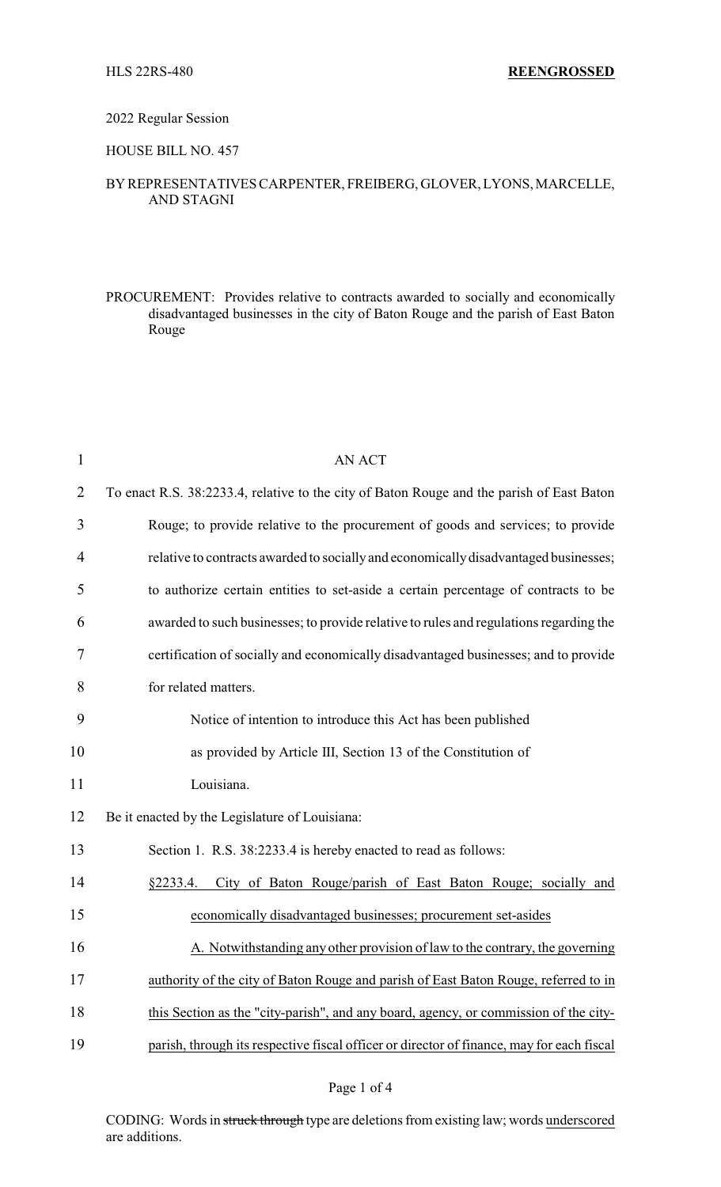HLS 22RS-480 **REENGROSSED**

2022 Regular Session

HOUSE BILL NO. 457

BY REPRESENTATIVES CARPENTER, FREIBERG, GLOVER, LYONS, MARCELLE, AND STAGNI

PROCUREMENT: Provides relative to contracts awarded to socially and economically disadvantaged businesses in the city of Baton Rouge and the parish of East Baton Rouge

AN ACT

To enact R.S. 38:2233.4, relative to the city of Baton Rouge and the parish of East Baton Rouge; to provide relative to the procurement of goods and services; to provide relative to contracts awarded to socially and economically disadvantaged businesses; to authorize certain entities to set-aside a certain percentage of contracts to be awarded to such businesses; to provide relative to rules and regulations regarding the certification of socially and economically disadvantaged businesses; and to provide for related matters.

Notice of intention to introduce this Act has been published as provided by Article III, Section 13 of the Constitution of Louisiana.

Be it enacted by the Legislature of Louisiana:

Section 1. R.S. 38:2233.4 is hereby enacted to read as follows:

<u>§2233.4. City of Baton Rouge/parish of East Baton Rouge; socially and economically disadvantaged businesses; procurement set-asides</u>

<u>A. Notwithstanding any other provision of law to the contrary, the governing authority of the city of Baton Rouge and parish of East Baton Rouge, referred to in this Section as the "city-parish", and any board, agency, or commission of the city-parish, through its respective fiscal officer or director of finance, may for each fiscal</u>

CODING: Words in ~~struck through~~ type are deletions from existing law; words <u>underscored</u> are additions.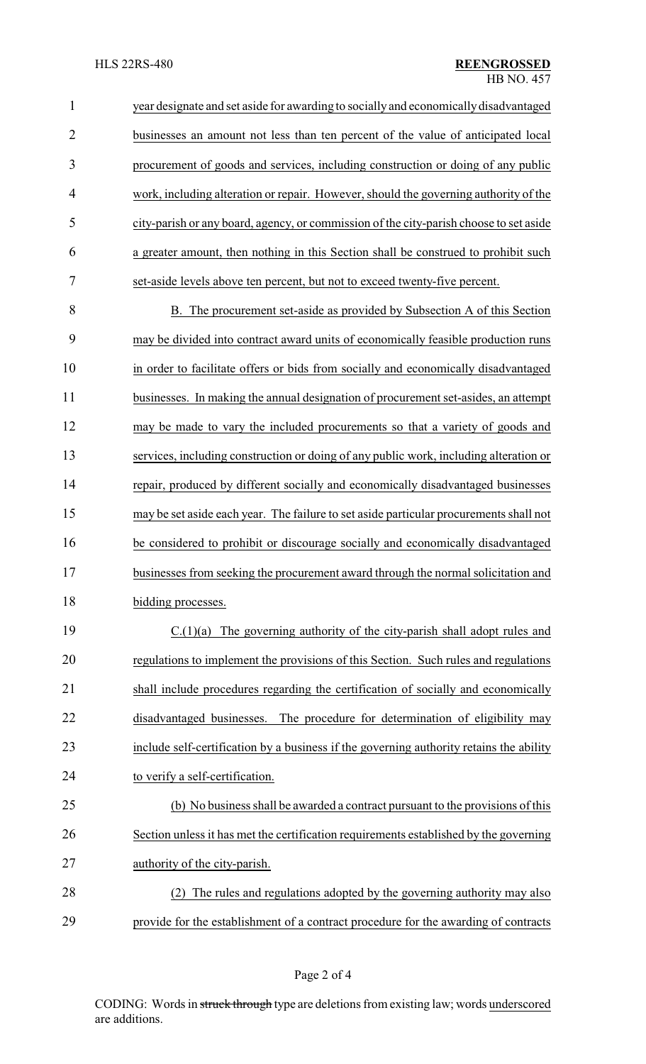year designate and set aside for awarding to socially and economically disadvantaged businesses an amount not less than ten percent of the value of anticipated local procurement of goods and services, including construction or doing of any public work, including alteration or repair. However, should the governing authority of the city-parish or any board, agency, or commission of the city-parish choose to set aside a greater amount, then nothing in this Section shall be construed to prohibit such set-aside levels above ten percent, but not to exceed twenty-five percent.

B. The procurement set-aside as provided by Subsection A of this Section may be divided into contract award units of economically feasible production runs in order to facilitate offers or bids from socially and economically disadvantaged businesses. In making the annual designation of procurement set-asides, an attempt may be made to vary the included procurements so that a variety of goods and services, including construction or doing of any public work, including alteration or repair, produced by different socially and economically disadvantaged businesses may be set aside each year. The failure to set aside particular procurements shall not be considered to prohibit or discourage socially and economically disadvantaged businesses from seeking the procurement award through the normal solicitation and bidding processes.

C.(1)(a) The governing authority of the city-parish shall adopt rules and regulations to implement the provisions of this Section. Such rules and regulations shall include procedures regarding the certification of socially and economically disadvantaged businesses. The procedure for determination of eligibility may include self-certification by a business if the governing authority retains the ability to verify a self-certification.

(b) No business shall be awarded a contract pursuant to the provisions of this Section unless it has met the certification requirements established by the governing authority of the city-parish.

(2) The rules and regulations adopted by the governing authority may also provide for the establishment of a contract procedure for the awarding of contracts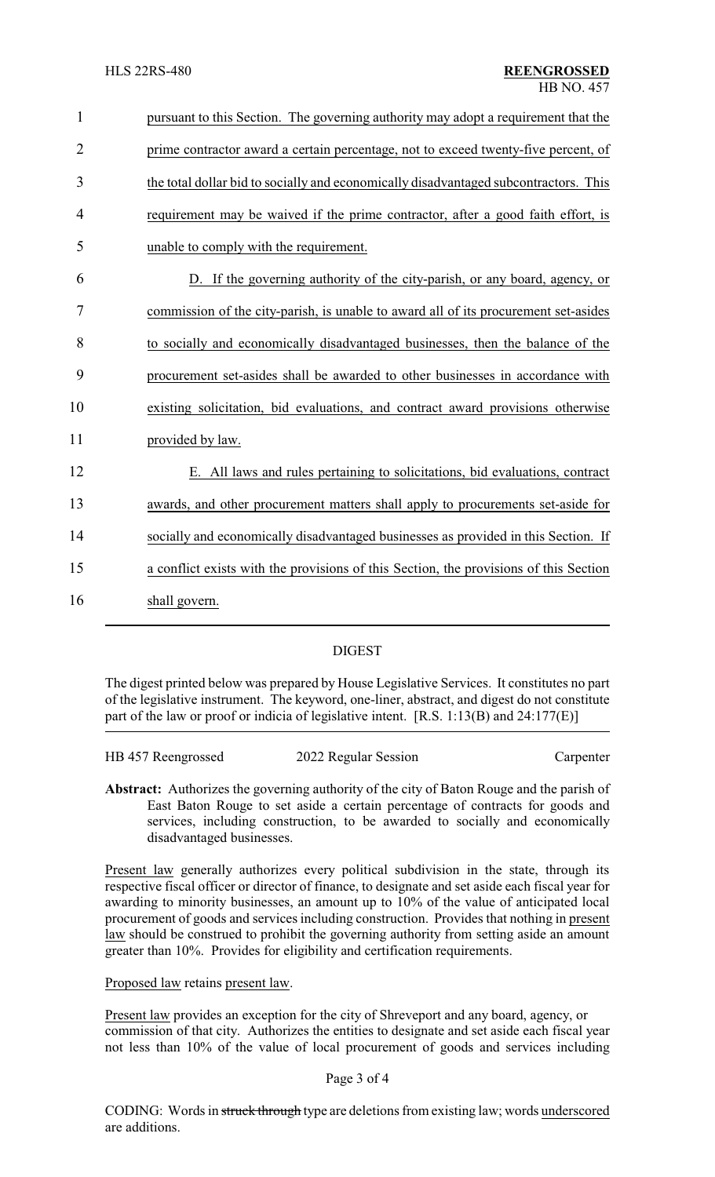pursuant to this Section. The governing authority may adopt a requirement that the prime contractor award a certain percentage, not to exceed twenty-five percent, of the total dollar bid to socially and economically disadvantaged subcontractors. This requirement may be waived if the prime contractor, after a good faith effort, is unable to comply with the requirement.

D. If the governing authority of the city-parish, or any board, agency, or commission of the city-parish, is unable to award all of its procurement set-asides to socially and economically disadvantaged businesses, then the balance of the procurement set-asides shall be awarded to other businesses in accordance with existing solicitation, bid evaluations, and contract award provisions otherwise provided by law.

E. All laws and rules pertaining to solicitations, bid evaluations, contract awards, and other procurement matters shall apply to procurements set-aside for socially and economically disadvantaged businesses as provided in this Section. If a conflict exists with the provisions of this Section, the provisions of this Section shall govern.

## DIGEST

The digest printed below was prepared by House Legislative Services. It constitutes no part of the legislative instrument. The keyword, one-liner, abstract, and digest do not constitute part of the law or proof or indicia of legislative intent. [R.S. 1:13(B) and 24:177(E)]

HB 457 Reengrossed 2022 Regular Session Carpenter

**Abstract:** Authorizes the governing authority of the city of Baton Rouge and the parish of East Baton Rouge to set aside a certain percentage of contracts for goods and services, including construction, to be awarded to socially and economically disadvantaged businesses.

Present law generally authorizes every political subdivision in the state, through its respective fiscal officer or director of finance, to designate and set aside each fiscal year for awarding to minority businesses, an amount up to 10% of the value of anticipated local procurement of goods and services including construction. Provides that nothing in present law should be construed to prohibit the governing authority from setting aside an amount greater than 10%. Provides for eligibility and certification requirements.

Proposed law retains present law.

Present law provides an exception for the city of Shreveport and any board, agency, or commission of that city. Authorizes the entities to designate and set aside each fiscal year not less than 10% of the value of local procurement of goods and services including

CODING: Words in ~~struck through~~ type are deletions from existing law; words underscored are additions.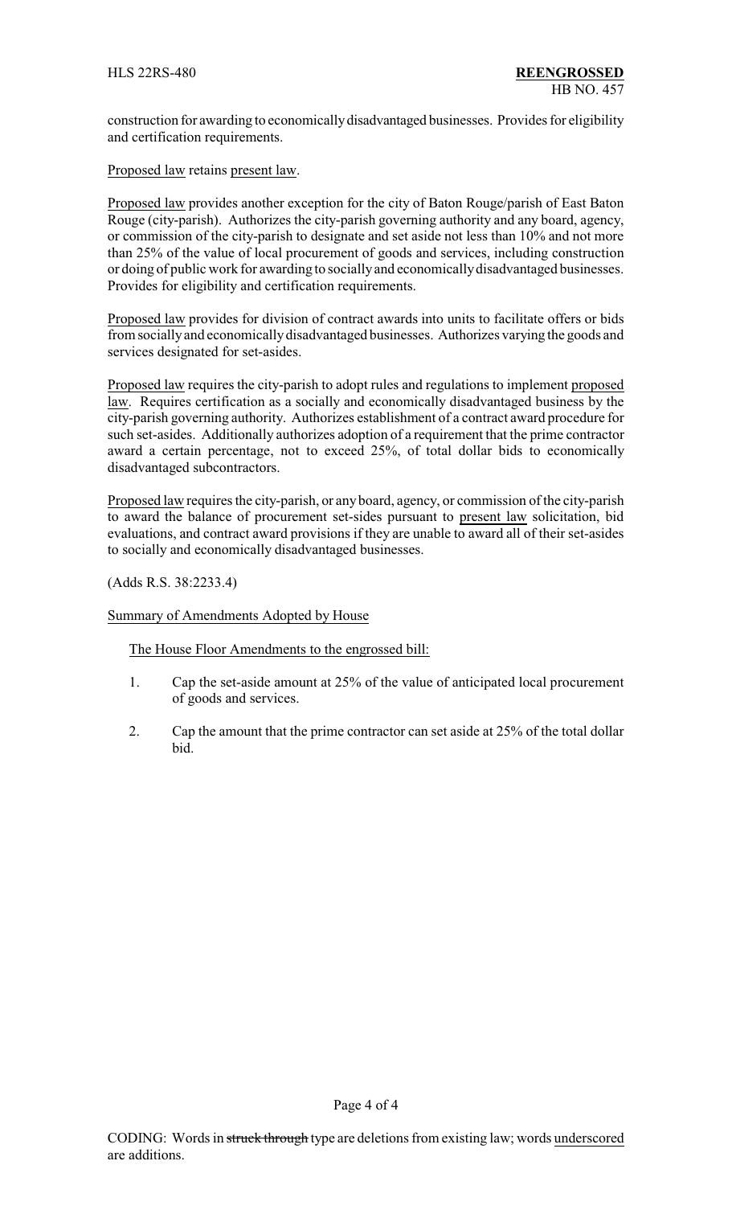construction for awarding to economically disadvantaged businesses. Provides for eligibility and certification requirements.

Proposed law retains present law.

Proposed law provides another exception for the city of Baton Rouge/parish of East Baton Rouge (city-parish). Authorizes the city-parish governing authority and any board, agency, or commission of the city-parish to designate and set aside not less than 10% and not more than 25% of the value of local procurement of goods and services, including construction or doing of public work for awarding to socially and economically disadvantaged businesses. Provides for eligibility and certification requirements.

Proposed law provides for division of contract awards into units to facilitate offers or bids from socially and economically disadvantaged businesses. Authorizes varying the goods and services designated for set-asides.

Proposed law requires the city-parish to adopt rules and regulations to implement proposed law. Requires certification as a socially and economically disadvantaged business by the city-parish governing authority. Authorizes establishment of a contract award procedure for such set-asides. Additionally authorizes adoption of a requirement that the prime contractor award a certain percentage, not to exceed 25%, of total dollar bids to economically disadvantaged subcontractors.

Proposed law requires the city-parish, or any board, agency, or commission of the city-parish to award the balance of procurement set-sides pursuant to present law solicitation, bid evaluations, and contract award provisions if they are unable to award all of their set-asides to socially and economically disadvantaged businesses.

(Adds R.S. 38:2233.4)

Summary of Amendments Adopted by House

The House Floor Amendments to the engrossed bill:

1. Cap the set-aside amount at 25% of the value of anticipated local procurement of goods and services.
2. Cap the amount that the prime contractor can set aside at 25% of the total dollar bid.